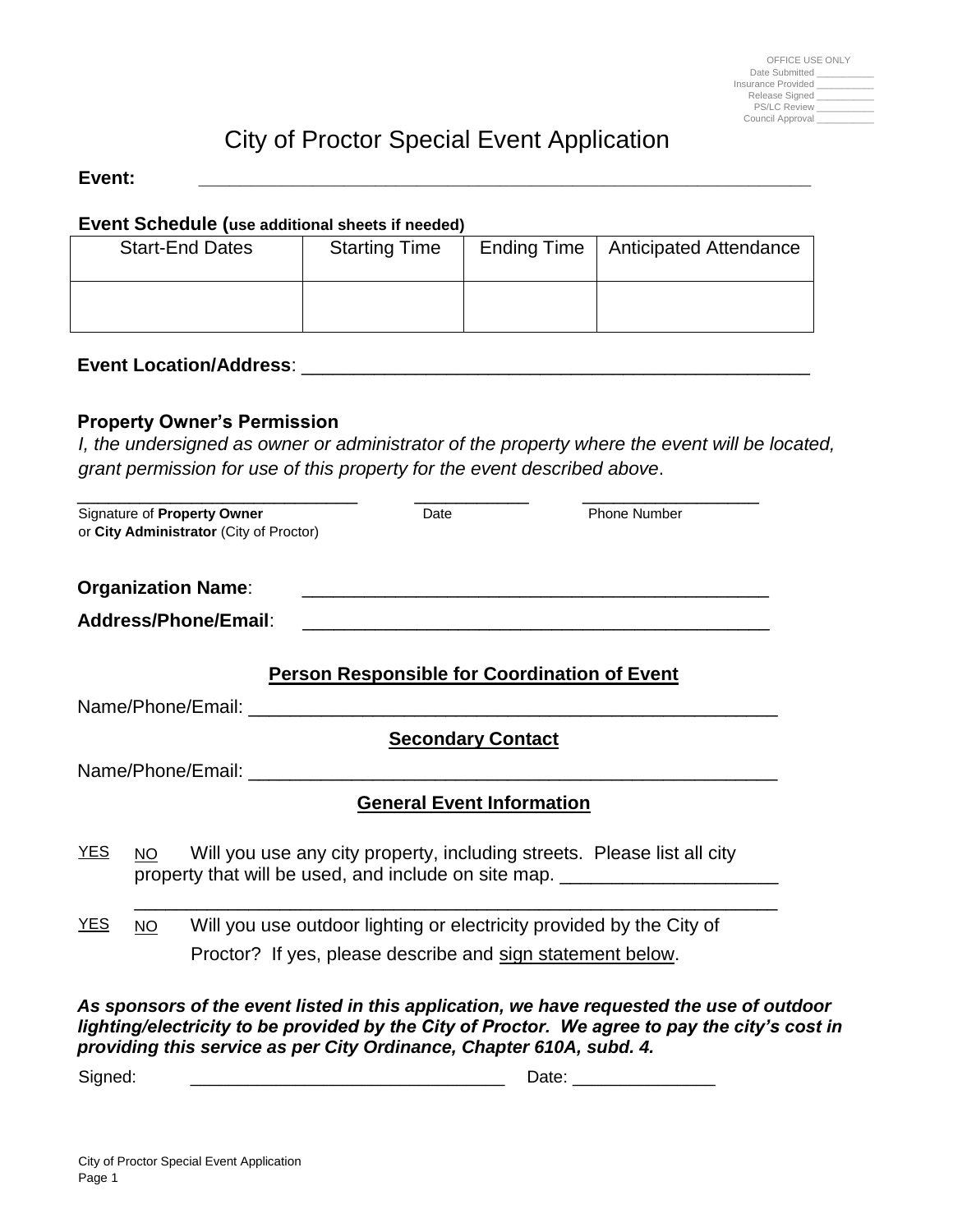OFFICE USE ONLY
Date Submitted ___________
Insurance Provided ___________
Release Signed ___________
PS/LC Review ___________
Council Approval ___________

# City of Proctor Special Event Application

**Event:** ____________________________________________________________

**Event Schedule (use additional sheets if needed)**

| Start-End Dates | Starting Time | Ending Time | Anticipated Attendance |
|---|---|---|---|
| | | | |

**Event Location/Address**: ________________________________________________

**Property Owner's Permission**

*I, the undersigned as owner or administrator of the property where the event will be located, grant permission for use of this property for the event described above*.

______________________________ ____________ __________________
Signature of **Property Owner** or **City Administrator** (City of Proctor) Date Phone Number

**Organization Name**: ____________________________________________

**Address/Phone/Email**: ____________________________________________

**Person Responsible for Coordination of Event**

Name/Phone/Email: ____________________________________________________

**Secondary Contact**

Name/Phone/Email: ____________________________________________________

**General Event Information**

YES NO Will you use any city property, including streets. Please list all city property that will be used, and include on site map. _____________________

_____________________________________________________________

YES NO Will you use outdoor lighting or electricity provided by the City of Proctor? If yes, please describe and sign statement below.

***As sponsors of the event listed in this application, we have requested the use of outdoor lighting/electricity to be provided by the City of Proctor. We agree to pay the city's cost in providing this service as per City Ordinance, Chapter 610A, subd. 4.***

Signed: _______________________________ Date: ______________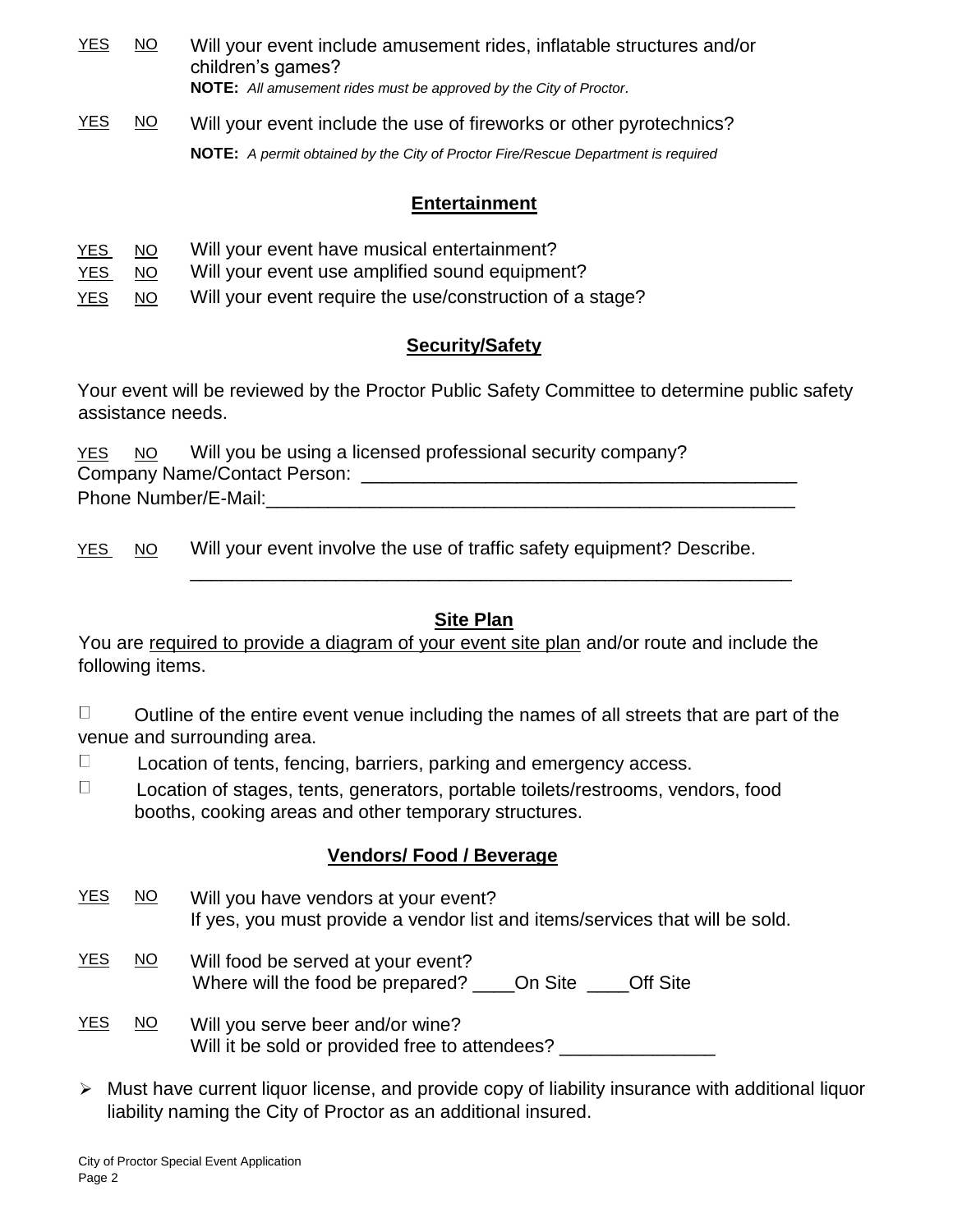YES NO Will your event include amusement rides, inflatable structures and/or children's games?
**NOTE:** *All amusement rides must be approved by the City of Proctor.*

YES NO Will your event include the use of fireworks or other pyrotechnics?
**NOTE:** *A permit obtained by the City of Proctor Fire/Rescue Department is required*

## Entertainment

YES NO Will your event have musical entertainment?
YES NO Will your event use amplified sound equipment?
YES NO Will your event require the use/construction of a stage?

## Security/Safety

Your event will be reviewed by the Proctor Public Safety Committee to determine public safety assistance needs.

YES NO Will you be using a licensed professional security company?
Company Name/Contact Person: ___________________________________________
Phone Number/E-Mail:_____________________________________________________

YES NO Will your event involve the use of traffic safety equipment? Describe.
___________________________________________________________

## Site Plan

You are required to provide a diagram of your event site plan and/or route and include the following items.

- ☐ Outline of the entire event venue including the names of all streets that are part of the venue and surrounding area.
- ☐ Location of tents, fencing, barriers, parking and emergency access.
- ☐ Location of stages, tents, generators, portable toilets/restrooms, vendors, food booths, cooking areas and other temporary structures.

## Vendors/ Food / Beverage

YES NO Will you have vendors at your event?
If yes, you must provide a vendor list and items/services that will be sold.

YES NO Will food be served at your event?
Where will the food be prepared? ____On Site ____Off Site

YES NO Will you serve beer and/or wine?
Will it be sold or provided free to attendees? _______________

- Must have current liquor license, and provide copy of liability insurance with additional liquor liability naming the City of Proctor as an additional insured.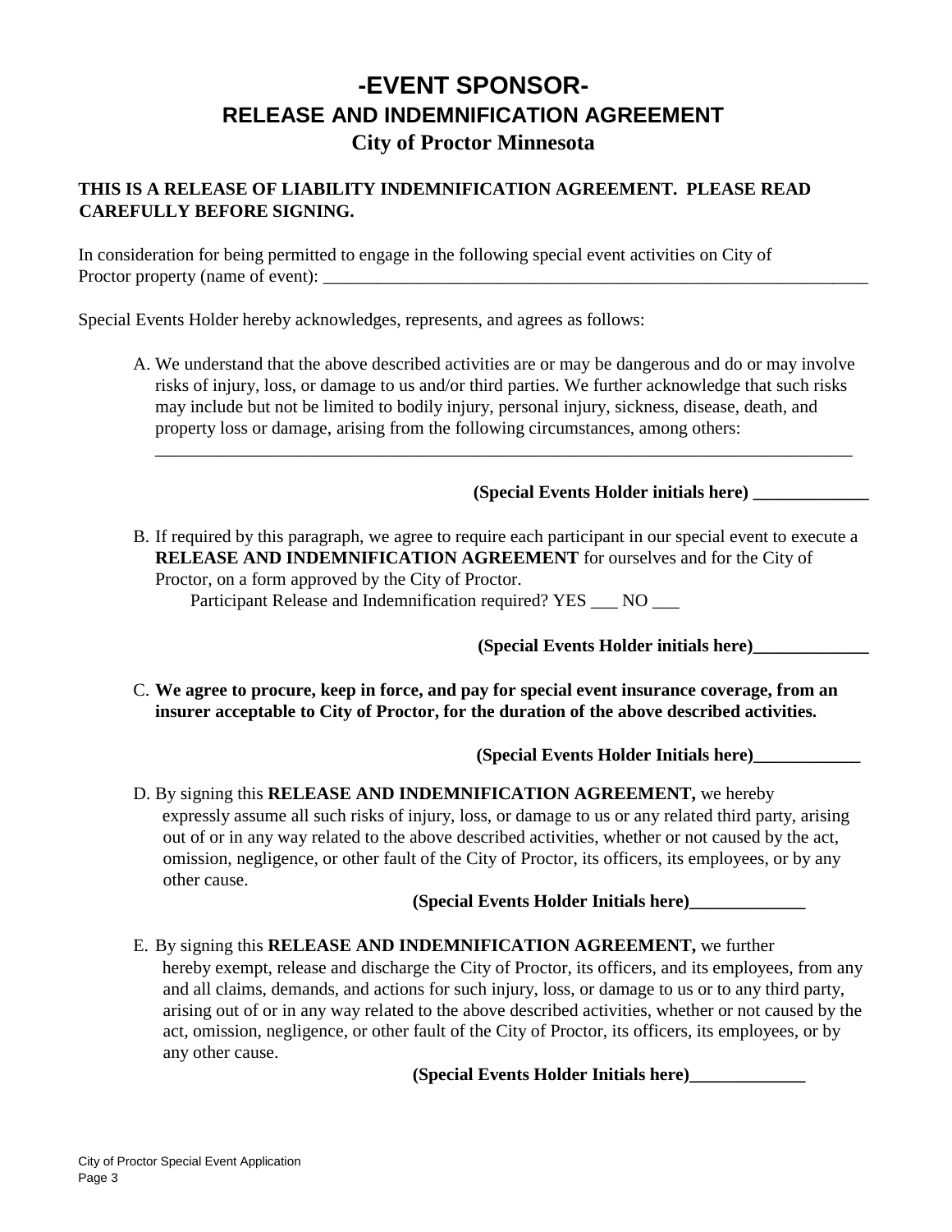# -EVENT SPONSOR-

## RELEASE AND INDEMNIFICATION AGREEMENT

### City of Proctor Minnesota

**THIS IS A RELEASE OF LIABILITY INDEMNIFICATION AGREEMENT. PLEASE READ CAREFULLY BEFORE SIGNING.**

In consideration for being permitted to engage in the following special event activities on City of Proctor property (name of event): ____________________________________________________________

Special Events Holder hereby acknowledges, represents, and agrees as follows:

A. We understand that the above described activities are or may be dangerous and do or may involve risks of injury, loss, or damage to us and/or third parties. We further acknowledge that such risks may include but not be limited to bodily injury, personal injury, sickness, disease, death, and property loss or damage, arising from the following circumstances, among others:
________________________________________________________________________________

**(Special Events Holder initials here) _____________**

B. If required by this paragraph, we agree to require each participant in our special event to execute a **RELEASE AND INDEMNIFICATION AGREEMENT** for ourselves and for the City of Proctor, on a form approved by the City of Proctor.
Participant Release and Indemnification required? YES ___ NO ___

**(Special Events Holder initials here)_____________**

C. **We agree to procure, keep in force, and pay for special event insurance coverage, from an insurer acceptable to City of Proctor, for the duration of the above described activities.**

**(Special Events Holder Initials here)____________**

D. By signing this **RELEASE AND INDEMNIFICATION AGREEMENT,** we hereby expressly assume all such risks of injury, loss, or damage to us or any related third party, arising out of or in any way related to the above described activities, whether or not caused by the act, omission, negligence, or other fault of the City of Proctor, its officers, its employees, or by any other cause.

**(Special Events Holder Initials here)_____________**

E. By signing this **RELEASE AND INDEMNIFICATION AGREEMENT,** we further hereby exempt, release and discharge the City of Proctor, its officers, and its employees, from any and all claims, demands, and actions for such injury, loss, or damage to us or to any third party, arising out of or in any way related to the above described activities, whether or not caused by the act, omission, negligence, or other fault of the City of Proctor, its officers, its employees, or by any other cause.

**(Special Events Holder Initials here)_____________**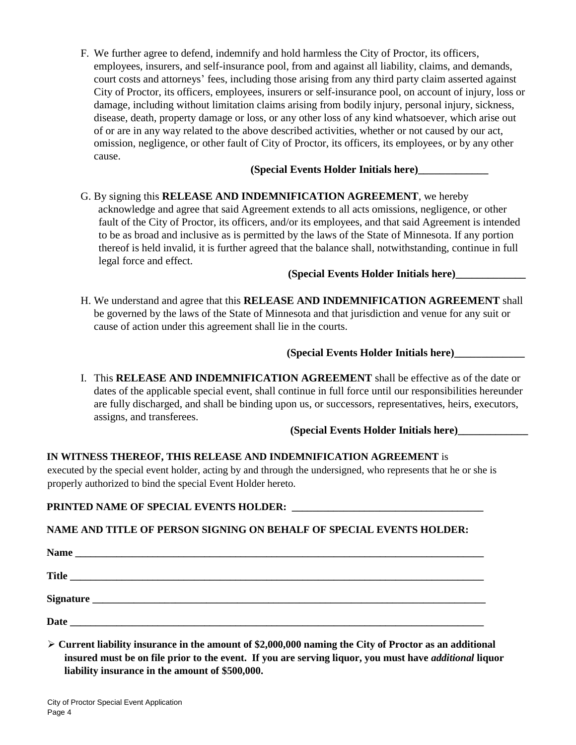F. We further agree to defend, indemnify and hold harmless the City of Proctor, its officers, employees, insurers, and self-insurance pool, from and against all liability, claims, and demands, court costs and attorneys' fees, including those arising from any third party claim asserted against City of Proctor, its officers, employees, insurers or self-insurance pool, on account of injury, loss or damage, including without limitation claims arising from bodily injury, personal injury, sickness, disease, death, property damage or loss, or any other loss of any kind whatsoever, which arise out of or are in any way related to the above described activities, whether or not caused by our act, omission, negligence, or other fault of City of Proctor, its officers, its employees, or by any other cause.

**(Special Events Holder Initials here)_____________**

G. By signing this **RELEASE AND INDEMNIFICATION AGREEMENT**, we hereby acknowledge and agree that said Agreement extends to all acts omissions, negligence, or other fault of the City of Proctor, its officers, and/or its employees, and that said Agreement is intended to be as broad and inclusive as is permitted by the laws of the State of Minnesota. If any portion thereof is held invalid, it is further agreed that the balance shall, notwithstanding, continue in full legal force and effect.

**(Special Events Holder Initials here)_____________**

H. We understand and agree that this **RELEASE AND INDEMNIFICATION AGREEMENT** shall be governed by the laws of the State of Minnesota and that jurisdiction and venue for any suit or cause of action under this agreement shall lie in the courts.

**(Special Events Holder Initials here)_____________**

I. This **RELEASE AND INDEMNIFICATION AGREEMENT** shall be effective as of the date or dates of the applicable special event, shall continue in full force until our responsibilities hereunder are fully discharged, and shall be binding upon us, or successors, representatives, heirs, executors, assigns, and transferees.

**(Special Events Holder Initials here)_____________**

**IN WITNESS THEREOF, THIS RELEASE AND INDEMNIFICATION AGREEMENT** is executed by the special event holder, acting by and through the undersigned, who represents that he or she is properly authorized to bind the special Event Holder hereto.

**PRINTED NAME OF SPECIAL EVENTS HOLDER: ____________________________________**

**NAME AND TITLE OF PERSON SIGNING ON BEHALF OF SPECIAL EVENTS HOLDER:**

**Name** ________________________________________________________________________________

**Title** ________________________________________________________________________________

**Signature** ____________________________________________________________________________

**Date** ________________________________________________________________________________

- **Current liability insurance in the amount of $2,000,000 naming the City of Proctor as an additional insured must be on file prior to the event. If you are serving liquor, you must have *additional* liquor liability insurance in the amount of $500,000.**

City of Proctor Special Event Application